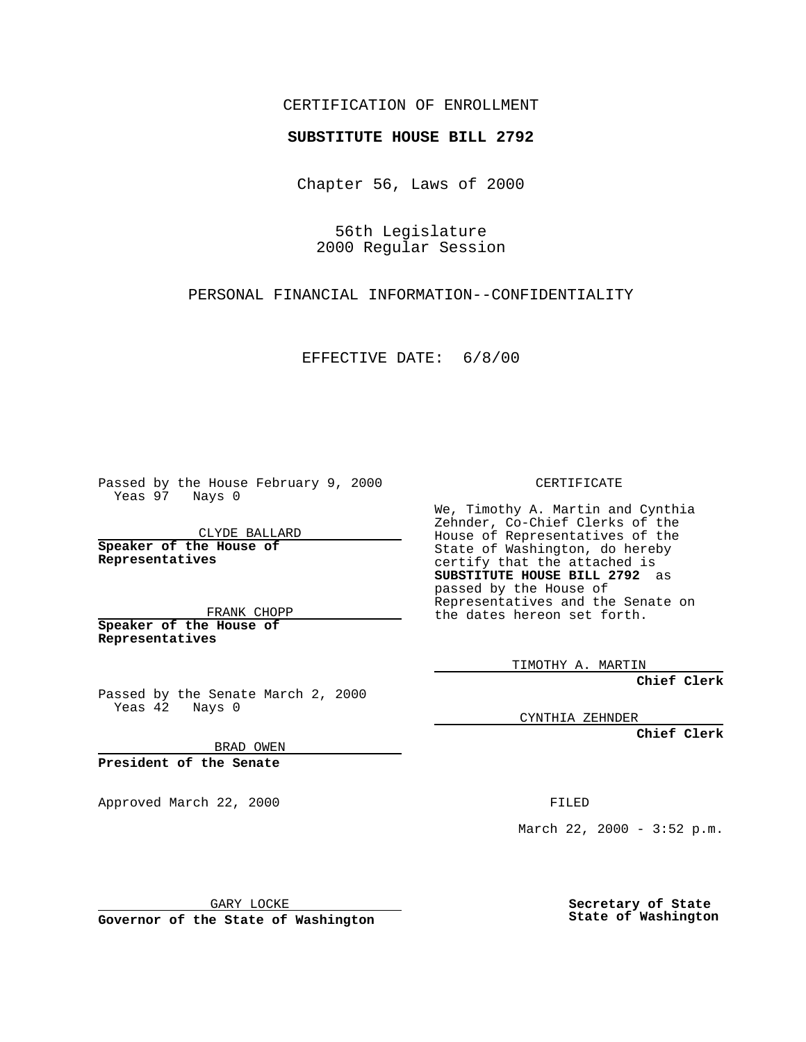CERTIFICATION OF ENROLLMENT

**SUBSTITUTE HOUSE BILL 2792**

Chapter 56, Laws of 2000

56th Legislature
2000 Regular Session

PERSONAL FINANCIAL INFORMATION--CONFIDENTIALITY

EFFECTIVE DATE: 6/8/00

Passed by the House February 9, 2000
Yeas 97 Nays 0

CLYDE BALLARD

**Speaker of the House of Representatives**

FRANK CHOPP

**Speaker of the House of Representatives**

Passed by the Senate March 2, 2000
Yeas 42 Nays 0

BRAD OWEN

**President of the Senate**

Approved March 22, 2000

GARY LOCKE

**Governor of the State of Washington**

CERTIFICATE

We, Timothy A. Martin and Cynthia Zehnder, Co-Chief Clerks of the House of Representatives of the State of Washington, do hereby certify that the attached is **SUBSTITUTE HOUSE BILL 2792** as passed by the House of Representatives and the Senate on the dates hereon set forth.

TIMOTHY A. MARTIN

**Chief Clerk**

CYNTHIA ZEHNDER

**Chief Clerk**

FILED

March 22, 2000 - 3:52 p.m.

**Secretary of State**
**State of Washington**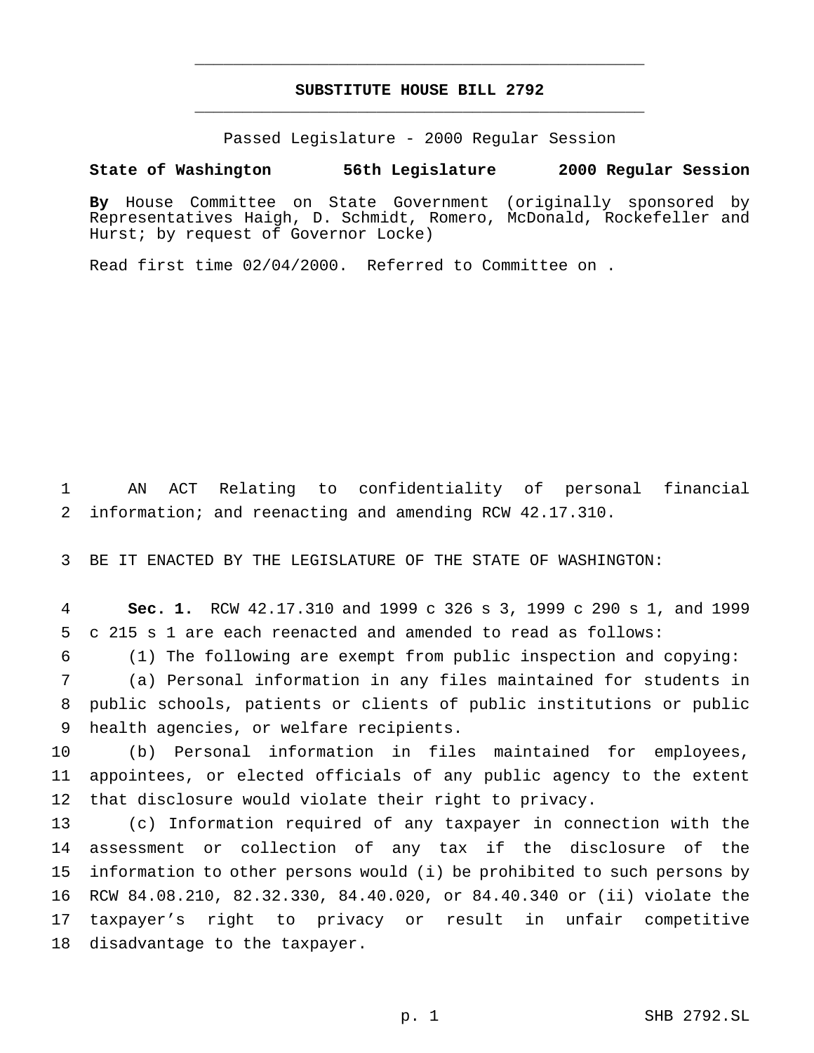# SUBSTITUTE HOUSE BILL 2792

Passed Legislature - 2000 Regular Session

**State of Washington 56th Legislature 2000 Regular Session**

**By** House Committee on State Government (originally sponsored by Representatives Haigh, D. Schmidt, Romero, McDonald, Rockefeller and Hurst; by request of Governor Locke)

Read first time 02/04/2000. Referred to Committee on .

AN ACT Relating to confidentiality of personal financial information; and reenacting and amending RCW 42.17.310.

BE IT ENACTED BY THE LEGISLATURE OF THE STATE OF WASHINGTON:

**Sec. 1.** RCW 42.17.310 and 1999 c 326 s 3, 1999 c 290 s 1, and 1999 c 215 s 1 are each reenacted and amended to read as follows:

(1) The following are exempt from public inspection and copying:

(a) Personal information in any files maintained for students in public schools, patients or clients of public institutions or public health agencies, or welfare recipients.

(b) Personal information in files maintained for employees, appointees, or elected officials of any public agency to the extent that disclosure would violate their right to privacy.

(c) Information required of any taxpayer in connection with the assessment or collection of any tax if the disclosure of the information to other persons would (i) be prohibited to such persons by RCW 84.08.210, 82.32.330, 84.40.020, or 84.40.340 or (ii) violate the taxpayer's right to privacy or result in unfair competitive disadvantage to the taxpayer.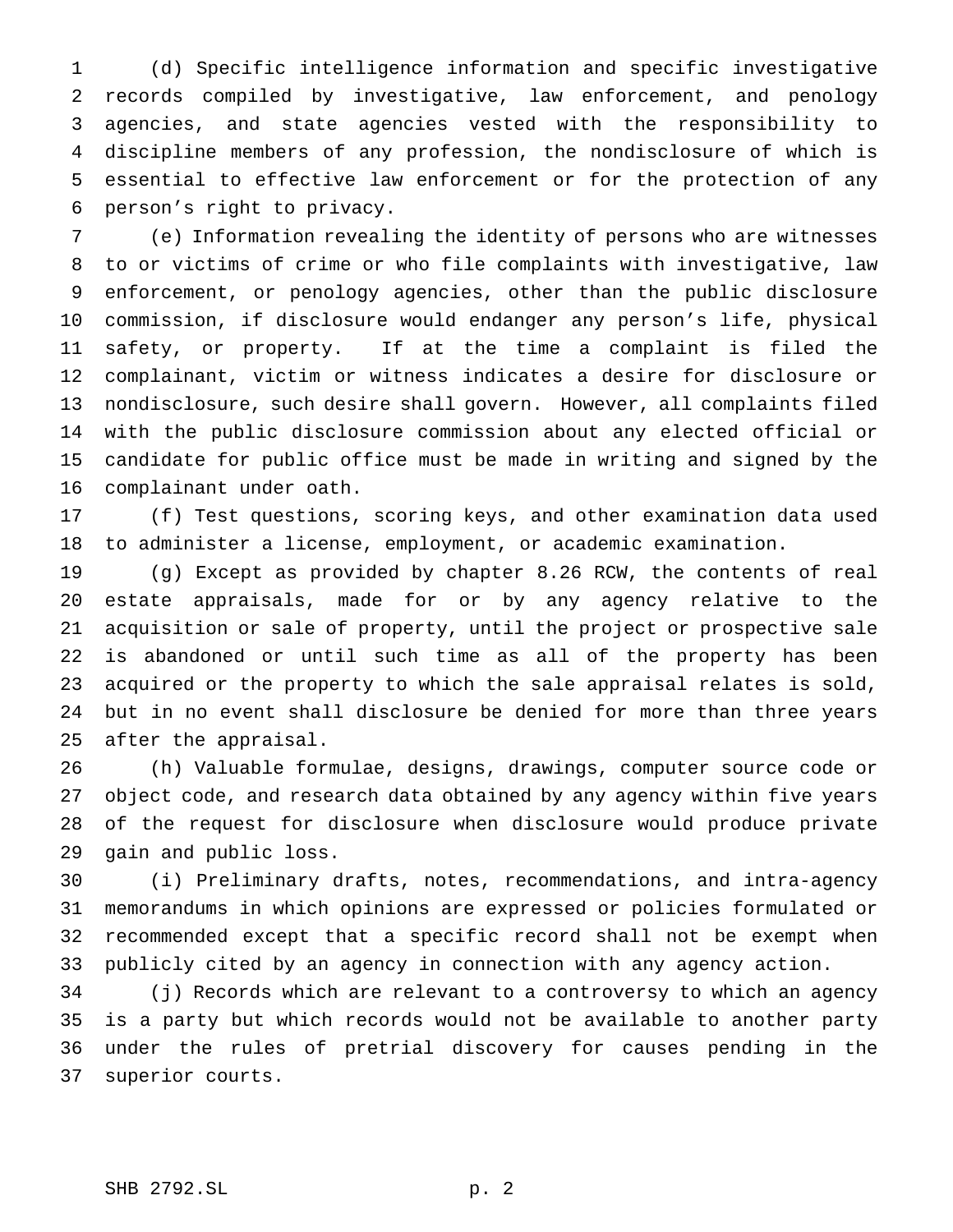(d) Specific intelligence information and specific investigative records compiled by investigative, law enforcement, and penology agencies, and state agencies vested with the responsibility to discipline members of any profession, the nondisclosure of which is essential to effective law enforcement or for the protection of any person's right to privacy.

(e) Information revealing the identity of persons who are witnesses to or victims of crime or who file complaints with investigative, law enforcement, or penology agencies, other than the public disclosure commission, if disclosure would endanger any person's life, physical safety, or property. If at the time a complaint is filed the complainant, victim or witness indicates a desire for disclosure or nondisclosure, such desire shall govern. However, all complaints filed with the public disclosure commission about any elected official or candidate for public office must be made in writing and signed by the complainant under oath.

(f) Test questions, scoring keys, and other examination data used to administer a license, employment, or academic examination.

(g) Except as provided by chapter 8.26 RCW, the contents of real estate appraisals, made for or by any agency relative to the acquisition or sale of property, until the project or prospective sale is abandoned or until such time as all of the property has been acquired or the property to which the sale appraisal relates is sold, but in no event shall disclosure be denied for more than three years after the appraisal.

(h) Valuable formulae, designs, drawings, computer source code or object code, and research data obtained by any agency within five years of the request for disclosure when disclosure would produce private gain and public loss.

(i) Preliminary drafts, notes, recommendations, and intra-agency memorandums in which opinions are expressed or policies formulated or recommended except that a specific record shall not be exempt when publicly cited by an agency in connection with any agency action.

(j) Records which are relevant to a controversy to which an agency is a party but which records would not be available to another party under the rules of pretrial discovery for causes pending in the superior courts.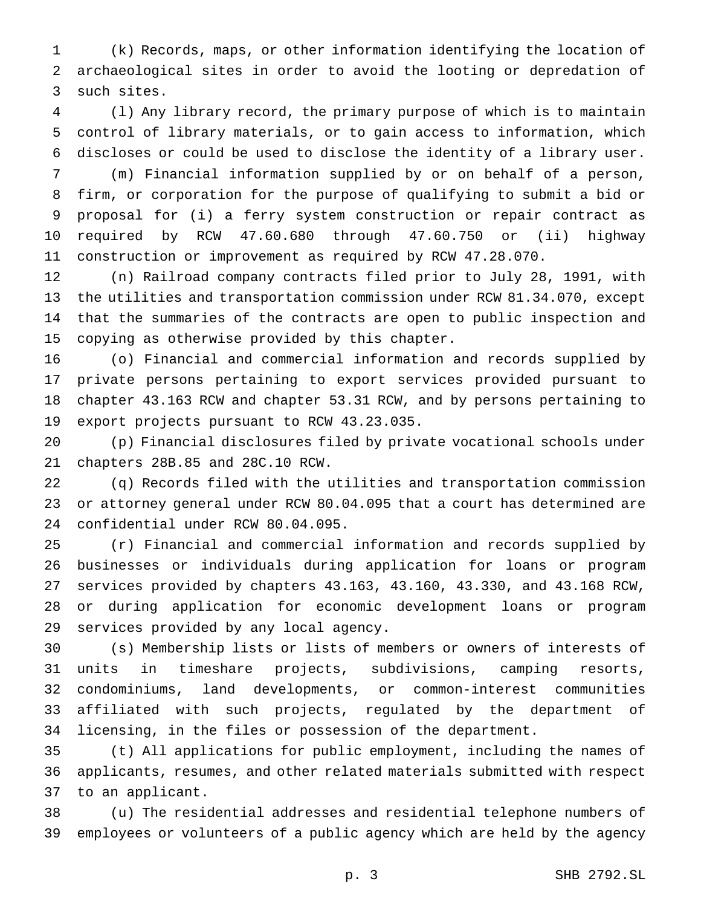(k) Records, maps, or other information identifying the location of archaeological sites in order to avoid the looting or depredation of such sites.

(l) Any library record, the primary purpose of which is to maintain control of library materials, or to gain access to information, which discloses or could be used to disclose the identity of a library user.

(m) Financial information supplied by or on behalf of a person, firm, or corporation for the purpose of qualifying to submit a bid or proposal for (i) a ferry system construction or repair contract as required by RCW 47.60.680 through 47.60.750 or (ii) highway construction or improvement as required by RCW 47.28.070.

(n) Railroad company contracts filed prior to July 28, 1991, with the utilities and transportation commission under RCW 81.34.070, except that the summaries of the contracts are open to public inspection and copying as otherwise provided by this chapter.

(o) Financial and commercial information and records supplied by private persons pertaining to export services provided pursuant to chapter 43.163 RCW and chapter 53.31 RCW, and by persons pertaining to export projects pursuant to RCW 43.23.035.

(p) Financial disclosures filed by private vocational schools under chapters 28B.85 and 28C.10 RCW.

(q) Records filed with the utilities and transportation commission or attorney general under RCW 80.04.095 that a court has determined are confidential under RCW 80.04.095.

(r) Financial and commercial information and records supplied by businesses or individuals during application for loans or program services provided by chapters 43.163, 43.160, 43.330, and 43.168 RCW, or during application for economic development loans or program services provided by any local agency.

(s) Membership lists or lists of members or owners of interests of units in timeshare projects, subdivisions, camping resorts, condominiums, land developments, or common-interest communities affiliated with such projects, regulated by the department of licensing, in the files or possession of the department.

(t) All applications for public employment, including the names of applicants, resumes, and other related materials submitted with respect to an applicant.

(u) The residential addresses and residential telephone numbers of employees or volunteers of a public agency which are held by the agency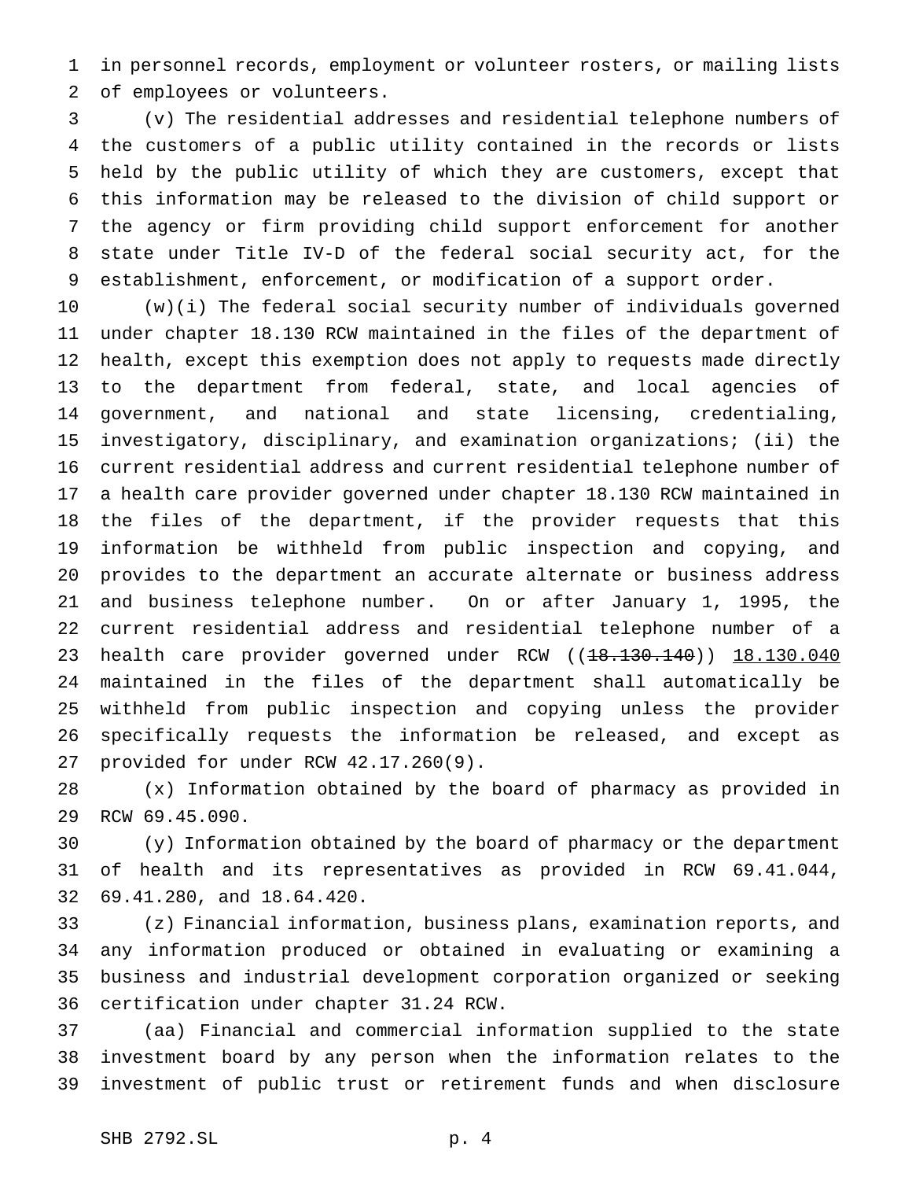in personnel records, employment or volunteer rosters, or mailing lists of employees or volunteers.

(v) The residential addresses and residential telephone numbers of the customers of a public utility contained in the records or lists held by the public utility of which they are customers, except that this information may be released to the division of child support or the agency or firm providing child support enforcement for another state under Title IV-D of the federal social security act, for the establishment, enforcement, or modification of a support order.

(w)(i) The federal social security number of individuals governed under chapter 18.130 RCW maintained in the files of the department of health, except this exemption does not apply to requests made directly to the department from federal, state, and local agencies of government, and national and state licensing, credentialing, investigatory, disciplinary, and examination organizations; (ii) the current residential address and current residential telephone number of a health care provider governed under chapter 18.130 RCW maintained in the files of the department, if the provider requests that this information be withheld from public inspection and copying, and provides to the department an accurate alternate or business address and business telephone number. On or after January 1, 1995, the current residential address and residential telephone number of a health care provider governed under RCW ((~~18.130.140~~)) 18.130.040 maintained in the files of the department shall automatically be withheld from public inspection and copying unless the provider specifically requests the information be released, and except as provided for under RCW 42.17.260(9).

(x) Information obtained by the board of pharmacy as provided in RCW 69.45.090.

(y) Information obtained by the board of pharmacy or the department of health and its representatives as provided in RCW 69.41.044, 69.41.280, and 18.64.420.

(z) Financial information, business plans, examination reports, and any information produced or obtained in evaluating or examining a business and industrial development corporation organized or seeking certification under chapter 31.24 RCW.

(aa) Financial and commercial information supplied to the state investment board by any person when the information relates to the investment of public trust or retirement funds and when disclosure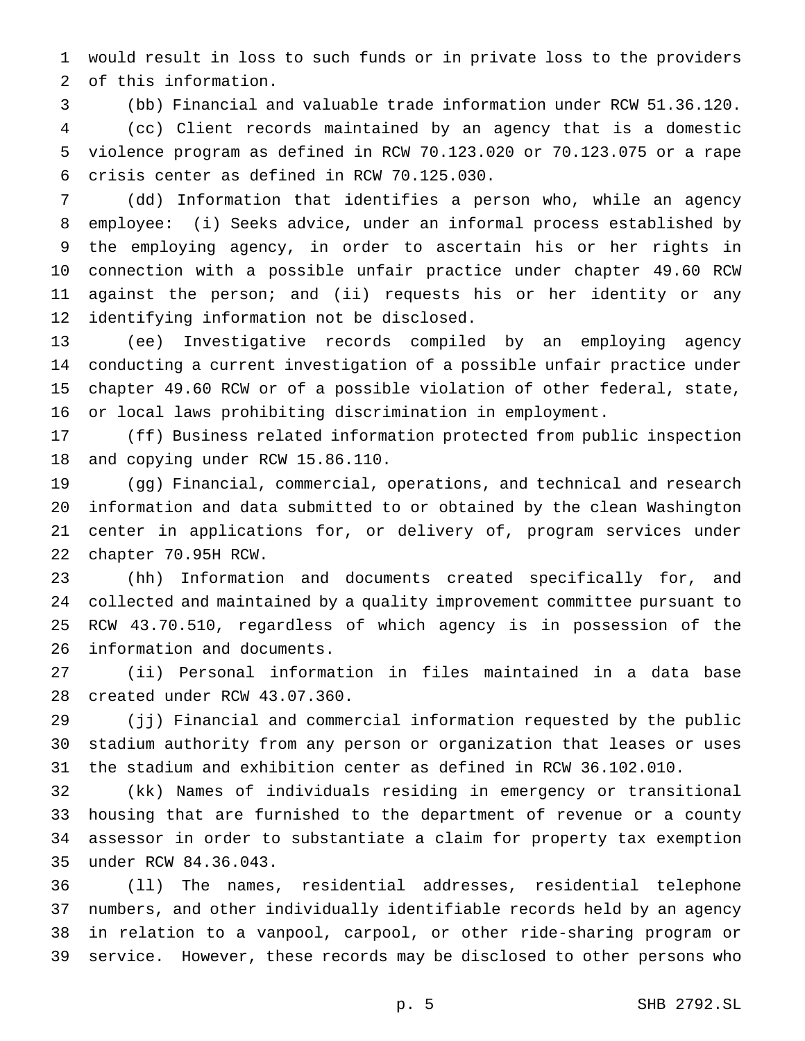would result in loss to such funds or in private loss to the providers of this information.

(bb) Financial and valuable trade information under RCW 51.36.120.

(cc) Client records maintained by an agency that is a domestic violence program as defined in RCW 70.123.020 or 70.123.075 or a rape crisis center as defined in RCW 70.125.030.

(dd) Information that identifies a person who, while an agency employee: (i) Seeks advice, under an informal process established by the employing agency, in order to ascertain his or her rights in connection with a possible unfair practice under chapter 49.60 RCW against the person; and (ii) requests his or her identity or any identifying information not be disclosed.

(ee) Investigative records compiled by an employing agency conducting a current investigation of a possible unfair practice under chapter 49.60 RCW or of a possible violation of other federal, state, or local laws prohibiting discrimination in employment.

(ff) Business related information protected from public inspection and copying under RCW 15.86.110.

(gg) Financial, commercial, operations, and technical and research information and data submitted to or obtained by the clean Washington center in applications for, or delivery of, program services under chapter 70.95H RCW.

(hh) Information and documents created specifically for, and collected and maintained by a quality improvement committee pursuant to RCW 43.70.510, regardless of which agency is in possession of the information and documents.

(ii) Personal information in files maintained in a data base created under RCW 43.07.360.

(jj) Financial and commercial information requested by the public stadium authority from any person or organization that leases or uses the stadium and exhibition center as defined in RCW 36.102.010.

(kk) Names of individuals residing in emergency or transitional housing that are furnished to the department of revenue or a county assessor in order to substantiate a claim for property tax exemption under RCW 84.36.043.

(ll) The names, residential addresses, residential telephone numbers, and other individually identifiable records held by an agency in relation to a vanpool, carpool, or other ride-sharing program or service. However, these records may be disclosed to other persons who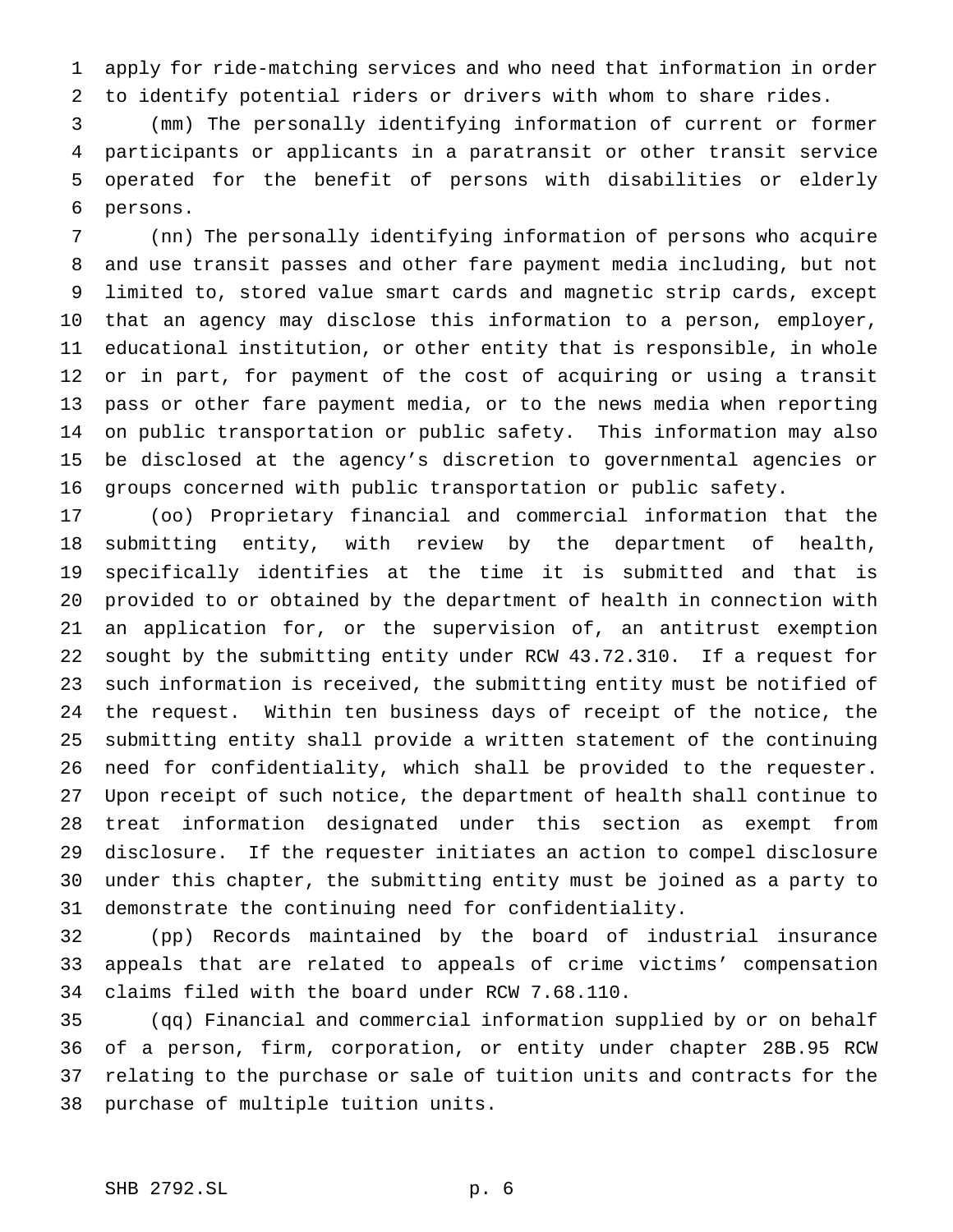apply for ride-matching services and who need that information in order to identify potential riders or drivers with whom to share rides.

(mm) The personally identifying information of current or former participants or applicants in a paratransit or other transit service operated for the benefit of persons with disabilities or elderly persons.

(nn) The personally identifying information of persons who acquire and use transit passes and other fare payment media including, but not limited to, stored value smart cards and magnetic strip cards, except that an agency may disclose this information to a person, employer, educational institution, or other entity that is responsible, in whole or in part, for payment of the cost of acquiring or using a transit pass or other fare payment media, or to the news media when reporting on public transportation or public safety. This information may also be disclosed at the agency's discretion to governmental agencies or groups concerned with public transportation or public safety.

(oo) Proprietary financial and commercial information that the submitting entity, with review by the department of health, specifically identifies at the time it is submitted and that is provided to or obtained by the department of health in connection with an application for, or the supervision of, an antitrust exemption sought by the submitting entity under RCW 43.72.310. If a request for such information is received, the submitting entity must be notified of the request. Within ten business days of receipt of the notice, the submitting entity shall provide a written statement of the continuing need for confidentiality, which shall be provided to the requester. Upon receipt of such notice, the department of health shall continue to treat information designated under this section as exempt from disclosure. If the requester initiates an action to compel disclosure under this chapter, the submitting entity must be joined as a party to demonstrate the continuing need for confidentiality.

(pp) Records maintained by the board of industrial insurance appeals that are related to appeals of crime victims' compensation claims filed with the board under RCW 7.68.110.

(qq) Financial and commercial information supplied by or on behalf of a person, firm, corporation, or entity under chapter 28B.95 RCW relating to the purchase or sale of tuition units and contracts for the purchase of multiple tuition units.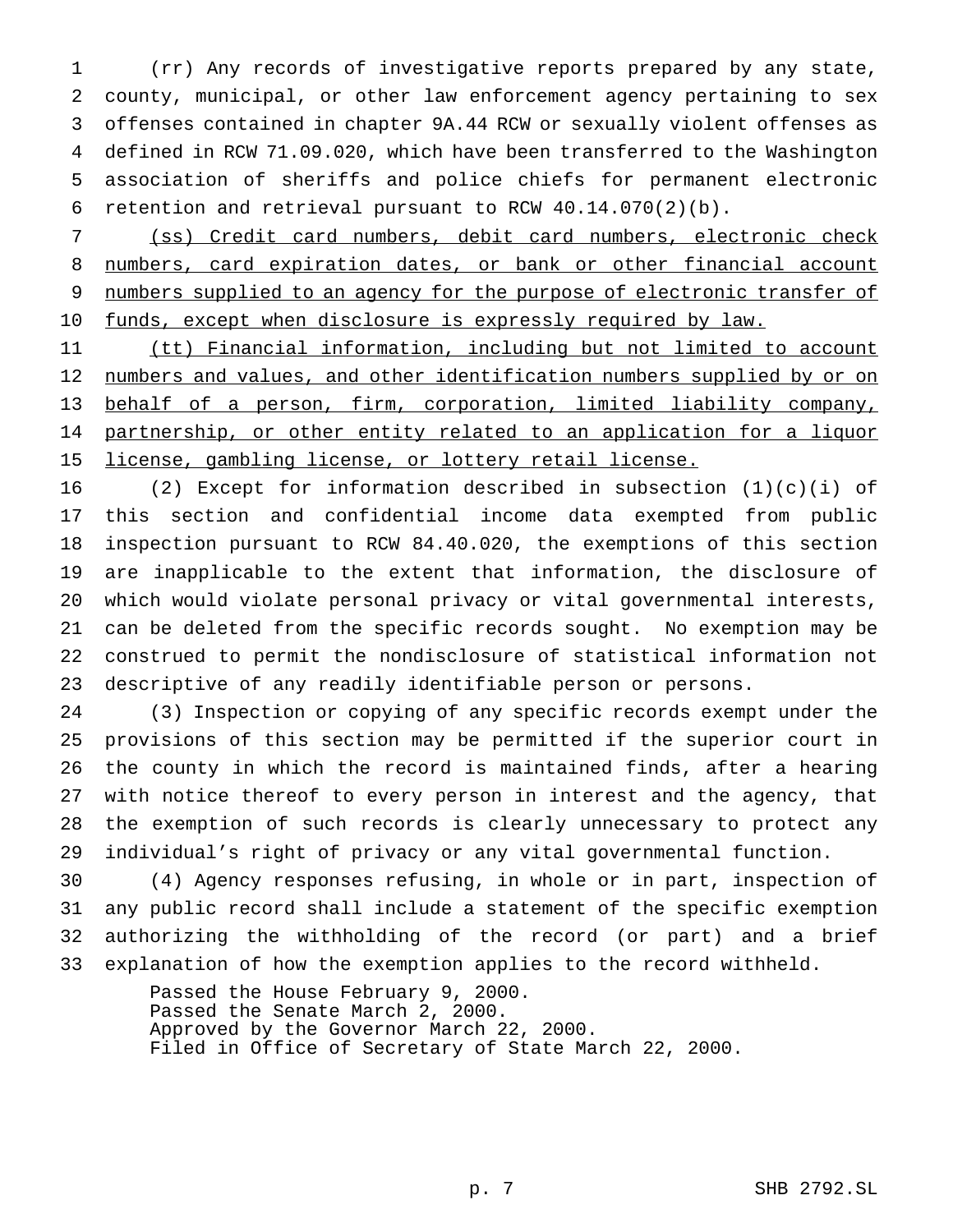(rr) Any records of investigative reports prepared by any state, county, municipal, or other law enforcement agency pertaining to sex offenses contained in chapter 9A.44 RCW or sexually violent offenses as defined in RCW 71.09.020, which have been transferred to the Washington association of sheriffs and police chiefs for permanent electronic retention and retrieval pursuant to RCW 40.14.070(2)(b).

(ss) Credit card numbers, debit card numbers, electronic check numbers, card expiration dates, or bank or other financial account numbers supplied to an agency for the purpose of electronic transfer of funds, except when disclosure is expressly required by law.

(tt) Financial information, including but not limited to account numbers and values, and other identification numbers supplied by or on behalf of a person, firm, corporation, limited liability company, partnership, or other entity related to an application for a liquor license, gambling license, or lottery retail license.

(2) Except for information described in subsection (1)(c)(i) of this section and confidential income data exempted from public inspection pursuant to RCW 84.40.020, the exemptions of this section are inapplicable to the extent that information, the disclosure of which would violate personal privacy or vital governmental interests, can be deleted from the specific records sought. No exemption may be construed to permit the nondisclosure of statistical information not descriptive of any readily identifiable person or persons.

(3) Inspection or copying of any specific records exempt under the provisions of this section may be permitted if the superior court in the county in which the record is maintained finds, after a hearing with notice thereof to every person in interest and the agency, that the exemption of such records is clearly unnecessary to protect any individual's right of privacy or any vital governmental function.

(4) Agency responses refusing, in whole or in part, inspection of any public record shall include a statement of the specific exemption authorizing the withholding of the record (or part) and a brief explanation of how the exemption applies to the record withheld.

Passed the House February 9, 2000.
Passed the Senate March 2, 2000.
Approved by the Governor March 22, 2000.
Filed in Office of Secretary of State March 22, 2000.